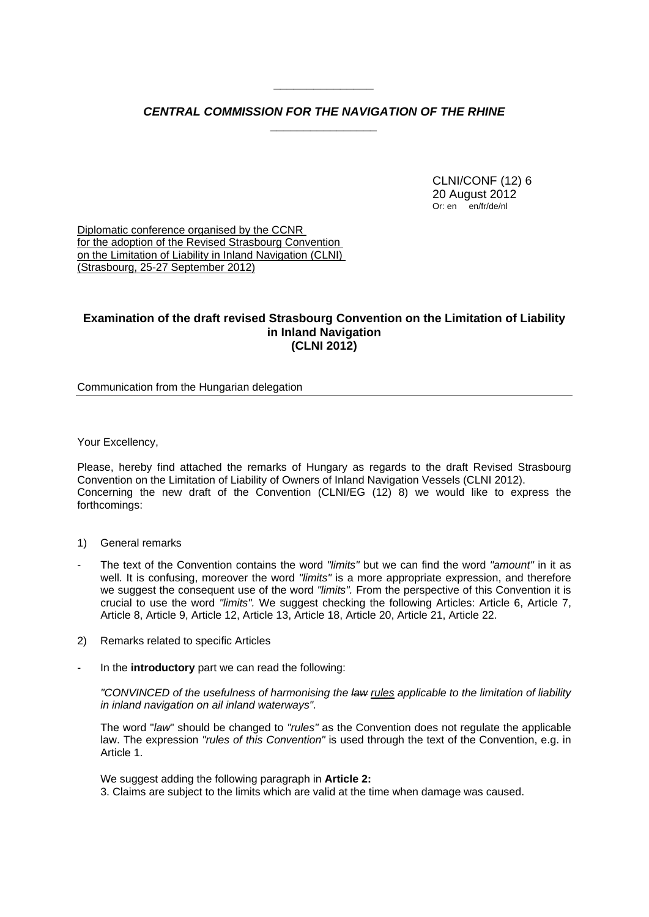*CENTRAL COMMISSION FOR THE NAVIGATION OF THE RHINE*

CLNI/CONF (12) 6
20 August 2012
Or: en en/fr/de/nl

Diplomatic conference organised by the CCNR
for the adoption of the Revised Strasbourg Convention
on the Limitation of Liability in Inland Navigation (CLNI)
(Strasbourg, 25-27 September 2012)

**Examination of the draft revised Strasbourg Convention on the Limitation of Liability in Inland Navigation (CLNI 2012)**

Communication from the Hungarian delegation

Your Excellency,

Please, hereby find attached the remarks of Hungary as regards to the draft Revised Strasbourg Convention on the Limitation of Liability of Owners of Inland Navigation Vessels (CLNI 2012).
Concerning the new draft of the Convention (CLNI/EG (12) 8) we would like to express the forthcomings:

1) General remarks

- The text of the Convention contains the word *"limits"* but we can find the word *"amount"* in it as well. It is confusing, moreover the word *"limits"* is a more appropriate expression, and therefore we suggest the consequent use of the word *"limits".* From the perspective of this Convention it is crucial to use the word *"limits".* We suggest checking the following Articles: Article 6, Article 7, Article 8, Article 9, Article 12, Article 13, Article 18, Article 20, Article 21, Article 22.

2) Remarks related to specific Articles

- In the **introductory** part we can read the following:

  *"CONVINCED of the usefulness of harmonising the ~~law~~ rules applicable to the limitation of liability in inland navigation on ail inland waterways".*

  The word "*law*" should be changed to *"rules"* as the Convention does not regulate the applicable law. The expression *"rules of this Convention"* is used through the text of the Convention, e.g. in Article 1.

  We suggest adding the following paragraph in **Article 2:**
  3. Claims are subject to the limits which are valid at the time when damage was caused.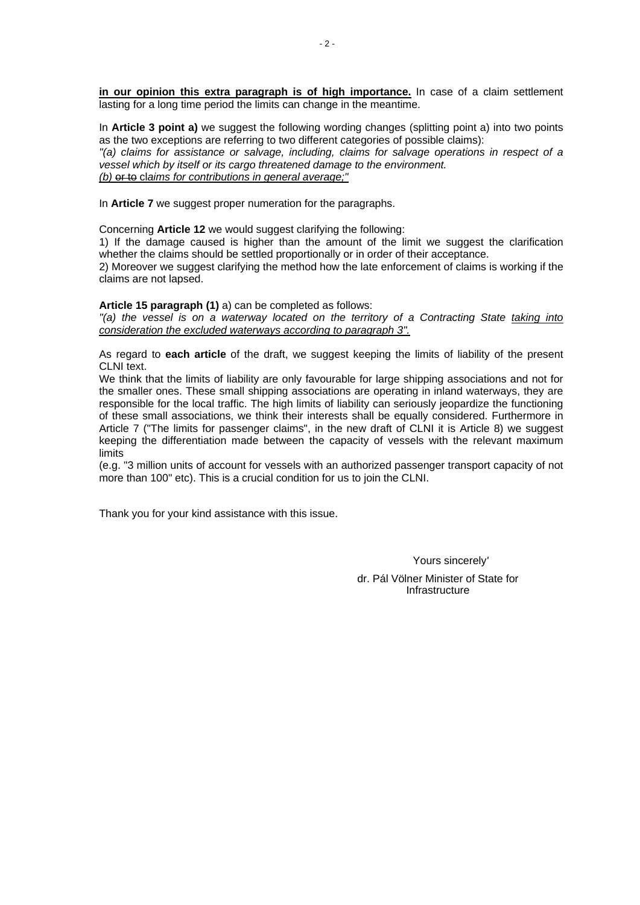**<u>in our opinion this extra paragraph is of high importance.</u>** In case of a claim settlement lasting for a long time period the limits can change in the meantime.

In **Article 3 point a)** we suggest the following wording changes (splitting point a) into two points as the two exceptions are referring to two different categories of possible claims):
*"(a) claims for assistance or salvage, including, claims for salvage operations in respect of a vessel which by itself or its cargo threatened damage to the environment.*
*<u>(b)</u>* ~~or to~~ *<u>claims for contributions in general average;"</u>*

In **Article 7** we suggest proper numeration for the paragraphs.

Concerning **Article 12** we would suggest clarifying the following:
1) If the damage caused is higher than the amount of the limit we suggest the clarification whether the claims should be settled proportionally or in order of their acceptance.
2) Moreover we suggest clarifying the method how the late enforcement of claims is working if the claims are not lapsed.

**Article 15 paragraph (1)** a) can be completed as follows:
*"(a) the vessel is on a waterway located on the territory of a Contracting State <u>taking into consideration the excluded waterways according to paragraph 3".</u>*

As regard to **each article** of the draft, we suggest keeping the limits of liability of the present CLNI text.
We think that the limits of liability are only favourable for large shipping associations and not for the smaller ones. These small shipping associations are operating in inland waterways, they are responsible for the local traffic. The high limits of liability can seriously jeopardize the functioning of these small associations, we think their interests shall be equally considered. Furthermore in Article 7 ("The limits for passenger claims", in the new draft of CLNI it is Article 8) we suggest keeping the differentiation made between the capacity of vessels with the relevant maximum limits
(e.g. "3 million units of account for vessels with an authorized passenger transport capacity of not more than 100" etc). This is a crucial condition for us to join the CLNI.

Thank you for your kind assistance with this issue.

Yours sincerely'

dr. Pál Völner Minister of State for Infrastructure